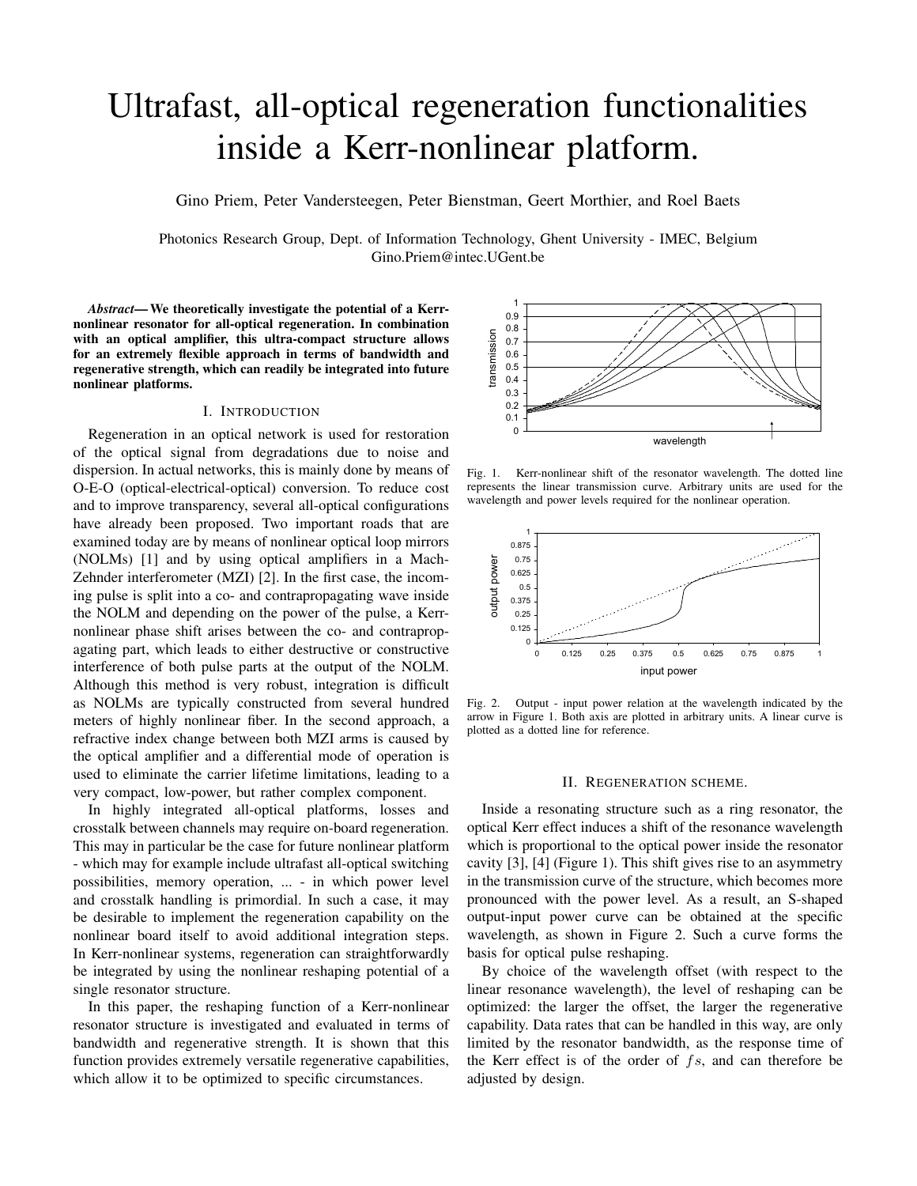# Ultrafast, all-optical regeneration functionalities inside a Kerr-nonlinear platform.

Gino Priem, Peter Vandersteegen, Peter Bienstman, Geert Morthier, and Roel Baets

Photonics Research Group, Dept. of Information Technology, Ghent University - IMEC, Belgium
Gino.Priem@intec.UGent.be

***Abstract*— We theoretically investigate the potential of a Kerr-nonlinear resonator for all-optical regeneration. In combination with an optical amplifier, this ultra-compact structure allows for an extremely flexible approach in terms of bandwidth and regenerative strength, which can readily be integrated into future nonlinear platforms.**

## I. Introduction

Regeneration in an optical network is used for restoration of the optical signal from degradations due to noise and dispersion. In actual networks, this is mainly done by means of O-E-O (optical-electrical-optical) conversion. To reduce cost and to improve transparency, several all-optical configurations have already been proposed. Two important roads that are examined today are by means of nonlinear optical loop mirrors (NOLMs) [1] and by using optical amplifiers in a Mach-Zehnder interferometer (MZI) [2]. In the first case, the incoming pulse is split into a co- and contrapropagating wave inside the NOLM and depending on the power of the pulse, a Kerr-nonlinear phase shift arises between the co- and contrapropagating part, which leads to either destructive or constructive interference of both pulse parts at the output of the NOLM. Although this method is very robust, integration is difficult as NOLMs are typically constructed from several hundred meters of highly nonlinear fiber. In the second approach, a refractive index change between both MZI arms is caused by the optical amplifier and a differential mode of operation is used to eliminate the carrier lifetime limitations, leading to a very compact, low-power, but rather complex component.

In highly integrated all-optical platforms, losses and crosstalk between channels may require on-board regeneration. This may in particular be the case for future nonlinear platform - which may for example include ultrafast all-optical switching possibilities, memory operation, ... - in which power level and crosstalk handling is primordial. In such a case, it may be desirable to implement the regeneration capability on the nonlinear board itself to avoid additional integration steps. In Kerr-nonlinear systems, regeneration can straightforwardly be integrated by using the nonlinear reshaping potential of a single resonator structure.

In this paper, the reshaping function of a Kerr-nonlinear resonator structure is investigated and evaluated in terms of bandwidth and regenerative strength. It is shown that this function provides extremely versatile regenerative capabilities, which allow it to be optimized to specific circumstances.

transmission
1
0.9
0.8
0.7
0.6
0.5
0.4
0.3
0.2
0.1
0
wavelength

Fig. 1. Kerr-nonlinear shift of the resonator wavelength. The dotted line represents the linear transmission curve. Arbitrary units are used for the wavelength and power levels required for the nonlinear operation.

output power
1
0.875
0.75
0.625
0.5
0.375
0.25
0.125
0
0 0.125 0.25 0.375 0.5 0.625 0.75 0.875 1
input power

Fig. 2. Output - input power relation at the wavelength indicated by the arrow in Figure 1. Both axis are plotted in arbitrary units. A linear curve is plotted as a dotted line for reference.

## II. Regeneration scheme.

Inside a resonating structure such as a ring resonator, the optical Kerr effect induces a shift of the resonance wavelength which is proportional to the optical power inside the resonator cavity [3], [4] (Figure 1). This shift gives rise to an asymmetry in the transmission curve of the structure, which becomes more pronounced with the power level. As a result, an S-shaped output-input power curve can be obtained at the specific wavelength, as shown in Figure 2. Such a curve forms the basis for optical pulse reshaping.

By choice of the wavelength offset (with respect to the linear resonance wavelength), the level of reshaping can be optimized: the larger the offset, the larger the regenerative capability. Data rates that can be handled in this way, are only limited by the resonator bandwidth, as the response time of the Kerr effect is of the order of $fs$, and can therefore be adjusted by design.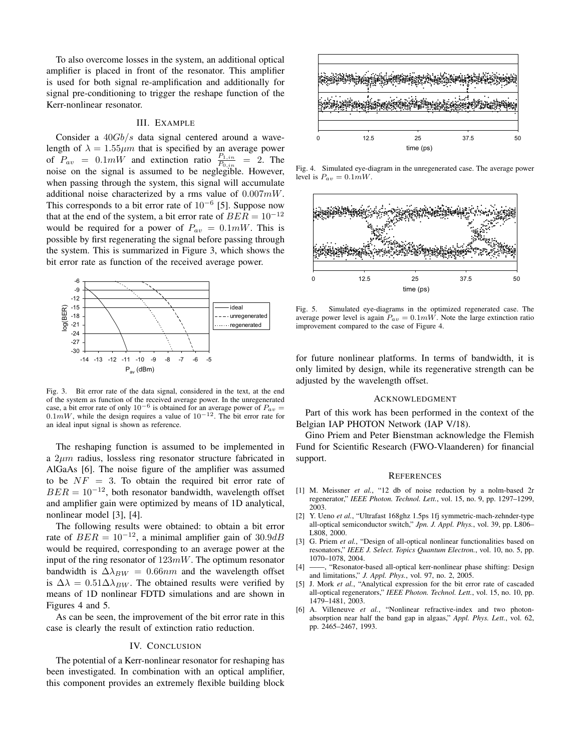To also overcome losses in the system, an additional optical amplifier is placed in front of the resonator. This amplifier is used for both signal re-amplification and additionally for signal pre-conditioning to trigger the reshape function of the Kerr-nonlinear resonator.

## III. Example

Consider a $40Gb/s$ data signal centered around a wavelength of $\lambda = 1.55\mu m$ that is specified by an average power of $P_{av} = 0.1mW$ and extinction ratio $\frac{P_{1,in}}{P_{0,in}} = 2$. The noise on the signal is assumed to be neglegible. However, when passing through the system, this signal will accumulate additional noise characterized by a rms value of $0.007mW$. This corresponds to a bit error rate of $10^{-6}$ [5]. Suppose now that at the end of the system, a bit error rate of $BER = 10^{-12}$ would be required for a power of $P_{av} = 0.1mW$. This is possible by first regenerating the signal before passing through the system. This is summarized in Figure 3, which shows the bit error rate as function of the received average power.

-6
-9
-12
-15
-18
-21
-24
-27
-30
log(BER)
-14 -13 -12 -11 -10 -9 -8 -7 -6 -5
$P_{av}$ (dBm)
ideal
unregenerated
regenerated

Fig. 3. Bit error rate of the data signal, considered in the text, at the end of the system as function of the received average power. In the unregenerated case, a bit error rate of only $10^{-6}$ is obtained for an average power of $P_{av} = 0.1mW$, while the design requires a value of $10^{-12}$. The bit error rate for an ideal input signal is shown as reference.

The reshaping function is assumed to be implemented in a $2\mu m$ radius, lossless ring resonator structure fabricated in AlGaAs [6]. The noise figure of the amplifier was assumed to be $NF = 3$. To obtain the required bit error rate of $BER = 10^{-12}$, both resonator bandwidth, wavelength offset and amplifier gain were optimized by means of 1D analytical, nonlinear model [3], [4].

The following results were obtained: to obtain a bit error rate of $BER = 10^{-12}$, a minimal amplifier gain of $30.9dB$ would be required, corresponding to an average power at the input of the ring resonator of $123mW$. The optimum resonator bandwidth is $\Delta\lambda_{BW} = 0.66nm$ and the wavelength offset is $\Delta\lambda = 0.51\Delta\lambda_{BW}$. The obtained results were verified by means of 1D nonlinear FDTD simulations and are shown in Figures 4 and 5.

As can be seen, the improvement of the bit error rate in this case is clearly the result of extinction ratio reduction.

## IV. Conclusion

The potential of a Kerr-nonlinear resonator for reshaping has been investigated. In combination with an optical amplifier, this component provides an extremely flexible building block

0 12.5 25 37.5 50
time (ps)

Fig. 4. Simulated eye-diagram in the unregenerated case. The average power level is $P_{av} = 0.1mW$.

0 12.5 25 37.5 50
time (ps)

Fig. 5. Simulated eye-diagrams in the optimized regenerated case. The average power level is again $P_{av} = 0.1mW$. Note the large extinction ratio improvement compared to the case of Figure 4.

for future nonlinear platforms. In terms of bandwidth, it is only limited by design, while its regenerative strength can be adjusted by the wavelength offset.

## Acknowledgment

Part of this work has been performed in the context of the Belgian IAP PHOTON Network (IAP V/18).

Gino Priem and Peter Bienstman acknowledge the Flemish Fund for Scientific Research (FWO-Vlaanderen) for financial support.

## References

[1] M. Meissner *et al.*, "12 db of noise reduction by a nolm-based 2r regenerator," *IEEE Photon. Technol. Lett.*, vol. 15, no. 9, pp. 1297–1299, 2003.

[2] Y. Ueno *et al.*, "Ultrafast 168ghz 1.5ps 1fj symmetric-mach-zehnder-type all-optical semiconductor switch," *Jpn. J. Appl. Phys.*, vol. 39, pp. L806–L808, 2000.

[3] G. Priem *et al.*, "Design of all-optical nonlinear functionalities based on resonators," *IEEE J. Select. Topics Quantum Electron.*, vol. 10, no. 5, pp. 1070–1078, 2004.

[4] ——, "Resonator-based all-optical kerr-nonlinear phase shifting: Design and limitations," *J. Appl. Phys.*, vol. 97, no. 2, 2005.

[5] J. Mork *et al.*, "Analytical expression for the bit error rate of cascaded all-optical regenerators," *IEEE Photon. Technol. Lett.*, vol. 15, no. 10, pp. 1479–1481, 2003.

[6] A. Villeneuve *et al.*, "Nonlinear refractive-index and two photon-absorption near half the band gap in algaas," *Appl. Phys. Lett.*, vol. 62, pp. 2465–2467, 1993.